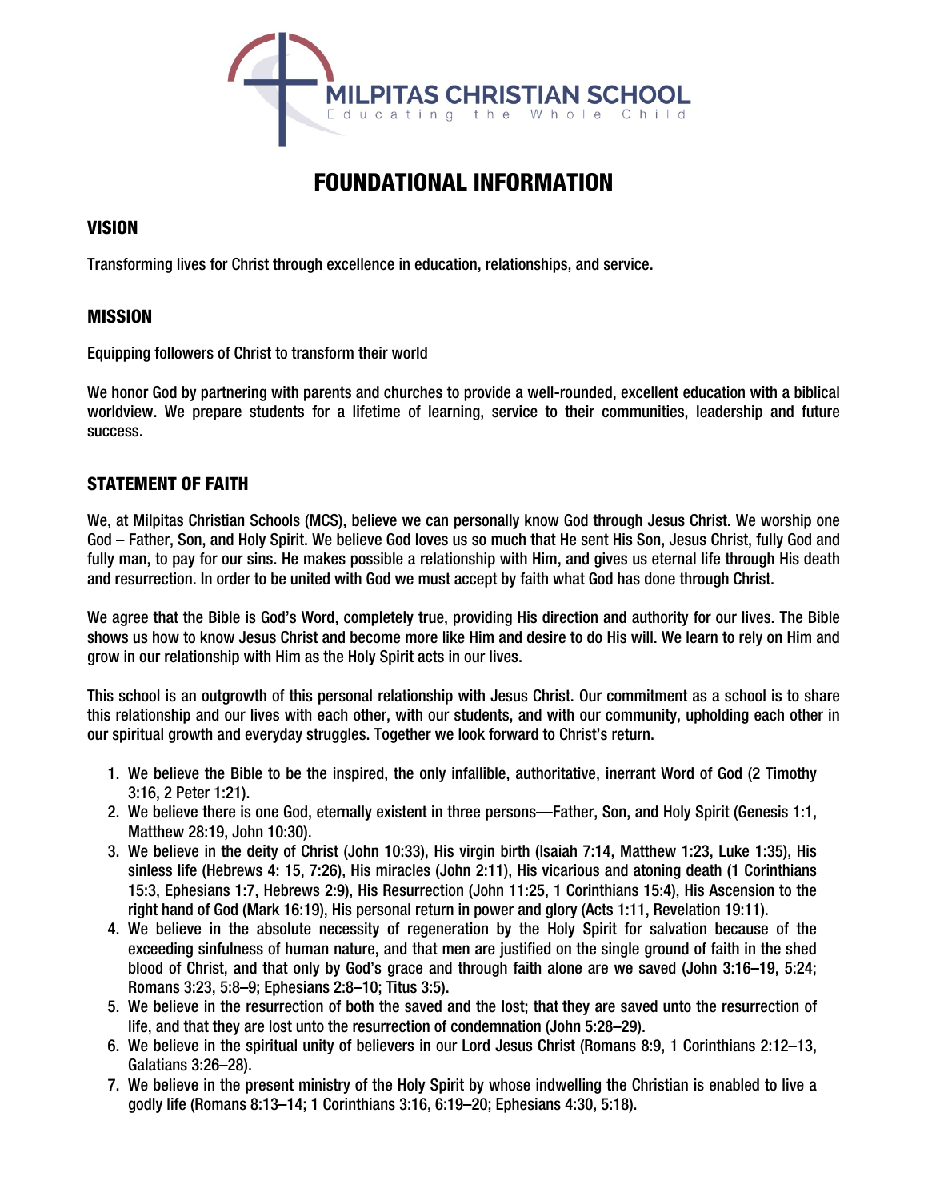MILPITAS CHRISTIAN SCHOOL
Educating the Whole Child

# FOUNDATIONAL INFORMATION

## VISION

Transforming lives for Christ through excellence in education, relationships, and service.

## MISSION

Equipping followers of Christ to transform their world

We honor God by partnering with parents and churches to provide a well-rounded, excellent education with a biblical worldview. We prepare students for a lifetime of learning, service to their communities, leadership and future success.

## STATEMENT OF FAITH

We, at Milpitas Christian Schools (MCS), believe we can personally know God through Jesus Christ. We worship one God – Father, Son, and Holy Spirit. We believe God loves us so much that He sent His Son, Jesus Christ, fully God and fully man, to pay for our sins. He makes possible a relationship with Him, and gives us eternal life through His death and resurrection. In order to be united with God we must accept by faith what God has done through Christ.

We agree that the Bible is God's Word, completely true, providing His direction and authority for our lives. The Bible shows us how to know Jesus Christ and become more like Him and desire to do His will. We learn to rely on Him and grow in our relationship with Him as the Holy Spirit acts in our lives.

This school is an outgrowth of this personal relationship with Jesus Christ. Our commitment as a school is to share this relationship and our lives with each other, with our students, and with our community, upholding each other in our spiritual growth and everyday struggles. Together we look forward to Christ's return.

1. We believe the Bible to be the inspired, the only infallible, authoritative, inerrant Word of God (2 Timothy 3:16, 2 Peter 1:21).
2. We believe there is one God, eternally existent in three persons—Father, Son, and Holy Spirit (Genesis 1:1, Matthew 28:19, John 10:30).
3. We believe in the deity of Christ (John 10:33), His virgin birth (Isaiah 7:14, Matthew 1:23, Luke 1:35), His sinless life (Hebrews 4: 15, 7:26), His miracles (John 2:11), His vicarious and atoning death (1 Corinthians 15:3, Ephesians 1:7, Hebrews 2:9), His Resurrection (John 11:25, 1 Corinthians 15:4), His Ascension to the right hand of God (Mark 16:19), His personal return in power and glory (Acts 1:11, Revelation 19:11).
4. We believe in the absolute necessity of regeneration by the Holy Spirit for salvation because of the exceeding sinfulness of human nature, and that men are justified on the single ground of faith in the shed blood of Christ, and that only by God's grace and through faith alone are we saved (John 3:16–19, 5:24; Romans 3:23, 5:8–9; Ephesians 2:8–10; Titus 3:5).
5. We believe in the resurrection of both the saved and the lost; that they are saved unto the resurrection of life, and that they are lost unto the resurrection of condemnation (John 5:28–29).
6. We believe in the spiritual unity of believers in our Lord Jesus Christ (Romans 8:9, 1 Corinthians 2:12–13, Galatians 3:26–28).
7. We believe in the present ministry of the Holy Spirit by whose indwelling the Christian is enabled to live a godly life (Romans 8:13–14; 1 Corinthians 3:16, 6:19–20; Ephesians 4:30, 5:18).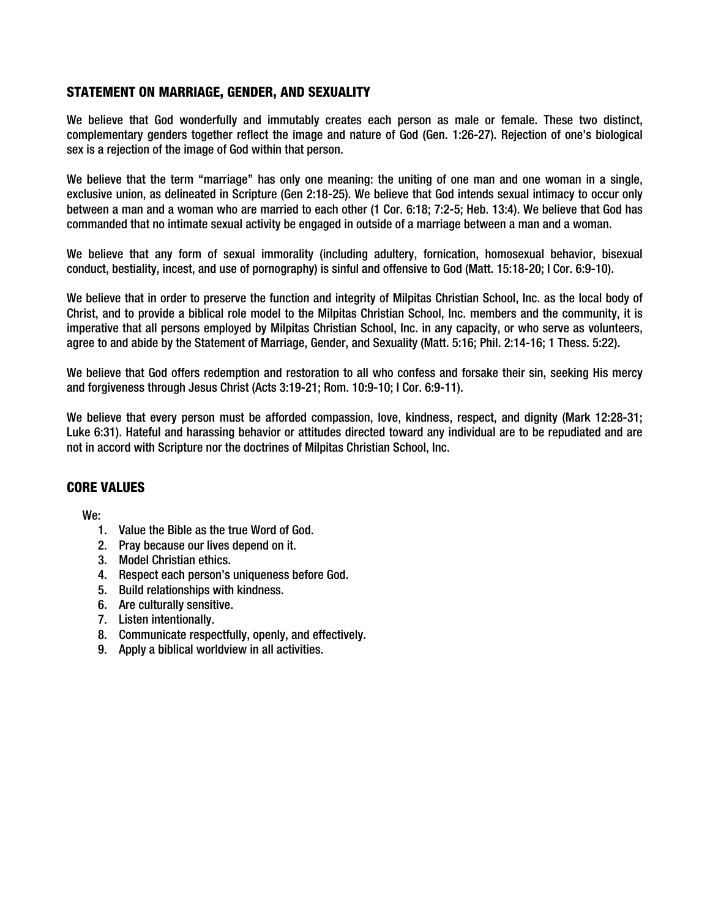## STATEMENT ON MARRIAGE, GENDER, AND SEXUALITY

We believe that God wonderfully and immutably creates each person as male or female. These two distinct, complementary genders together reflect the image and nature of God (Gen. 1:26-27). Rejection of one's biological sex is a rejection of the image of God within that person.

We believe that the term "marriage" has only one meaning: the uniting of one man and one woman in a single, exclusive union, as delineated in Scripture (Gen 2:18-25). We believe that God intends sexual intimacy to occur only between a man and a woman who are married to each other (1 Cor. 6:18; 7:2-5; Heb. 13:4). We believe that God has commanded that no intimate sexual activity be engaged in outside of a marriage between a man and a woman.

We believe that any form of sexual immorality (including adultery, fornication, homosexual behavior, bisexual conduct, bestiality, incest, and use of pornography) is sinful and offensive to God (Matt. 15:18-20; I Cor. 6:9-10).

We believe that in order to preserve the function and integrity of Milpitas Christian School, Inc. as the local body of Christ, and to provide a biblical role model to the Milpitas Christian School, Inc. members and the community, it is imperative that all persons employed by Milpitas Christian School, Inc. in any capacity, or who serve as volunteers, agree to and abide by the Statement of Marriage, Gender, and Sexuality (Matt. 5:16; Phil. 2:14-16; 1 Thess. 5:22).

We believe that God offers redemption and restoration to all who confess and forsake their sin, seeking His mercy and forgiveness through Jesus Christ (Acts 3:19-21; Rom. 10:9-10; I Cor. 6:9-11).

We believe that every person must be afforded compassion, love, kindness, respect, and dignity (Mark 12:28-31; Luke 6:31). Hateful and harassing behavior or attitudes directed toward any individual are to be repudiated and are not in accord with Scripture nor the doctrines of Milpitas Christian School, Inc.

## CORE VALUES

We:

1. Value the Bible as the true Word of God.
2. Pray because our lives depend on it.
3. Model Christian ethics.
4. Respect each person's uniqueness before God.
5. Build relationships with kindness.
6. Are culturally sensitive.
7. Listen intentionally.
8. Communicate respectfully, openly, and effectively.
9. Apply a biblical worldview in all activities.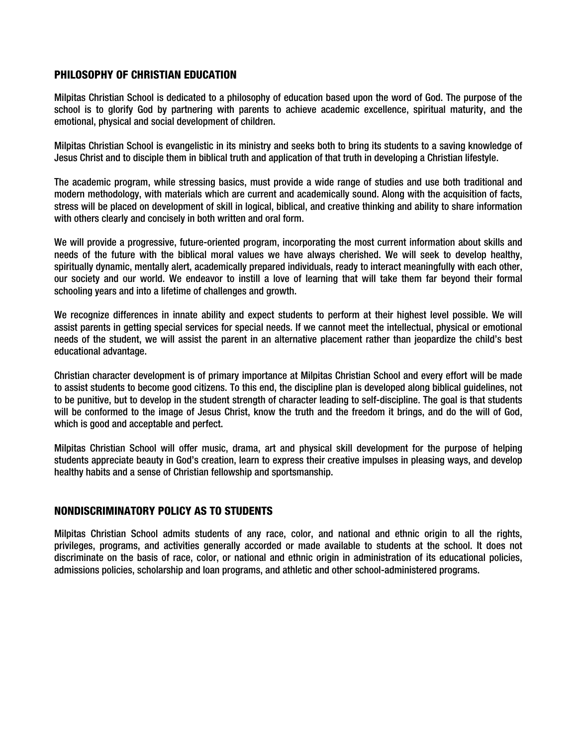## PHILOSOPHY OF CHRISTIAN EDUCATION

Milpitas Christian School is dedicated to a philosophy of education based upon the word of God. The purpose of the school is to glorify God by partnering with parents to achieve academic excellence, spiritual maturity, and the emotional, physical and social development of children.

Milpitas Christian School is evangelistic in its ministry and seeks both to bring its students to a saving knowledge of Jesus Christ and to disciple them in biblical truth and application of that truth in developing a Christian lifestyle.

The academic program, while stressing basics, must provide a wide range of studies and use both traditional and modern methodology, with materials which are current and academically sound. Along with the acquisition of facts, stress will be placed on development of skill in logical, biblical, and creative thinking and ability to share information with others clearly and concisely in both written and oral form.

We will provide a progressive, future-oriented program, incorporating the most current information about skills and needs of the future with the biblical moral values we have always cherished. We will seek to develop healthy, spiritually dynamic, mentally alert, academically prepared individuals, ready to interact meaningfully with each other, our society and our world. We endeavor to instill a love of learning that will take them far beyond their formal schooling years and into a lifetime of challenges and growth.

We recognize differences in innate ability and expect students to perform at their highest level possible. We will assist parents in getting special services for special needs. If we cannot meet the intellectual, physical or emotional needs of the student, we will assist the parent in an alternative placement rather than jeopardize the child's best educational advantage.

Christian character development is of primary importance at Milpitas Christian School and every effort will be made to assist students to become good citizens. To this end, the discipline plan is developed along biblical guidelines, not to be punitive, but to develop in the student strength of character leading to self-discipline. The goal is that students will be conformed to the image of Jesus Christ, know the truth and the freedom it brings, and do the will of God, which is good and acceptable and perfect.

Milpitas Christian School will offer music, drama, art and physical skill development for the purpose of helping students appreciate beauty in God's creation, learn to express their creative impulses in pleasing ways, and develop healthy habits and a sense of Christian fellowship and sportsmanship.

## NONDISCRIMINATORY POLICY AS TO STUDENTS

Milpitas Christian School admits students of any race, color, and national and ethnic origin to all the rights, privileges, programs, and activities generally accorded or made available to students at the school. It does not discriminate on the basis of race, color, or national and ethnic origin in administration of its educational policies, admissions policies, scholarship and loan programs, and athletic and other school-administered programs.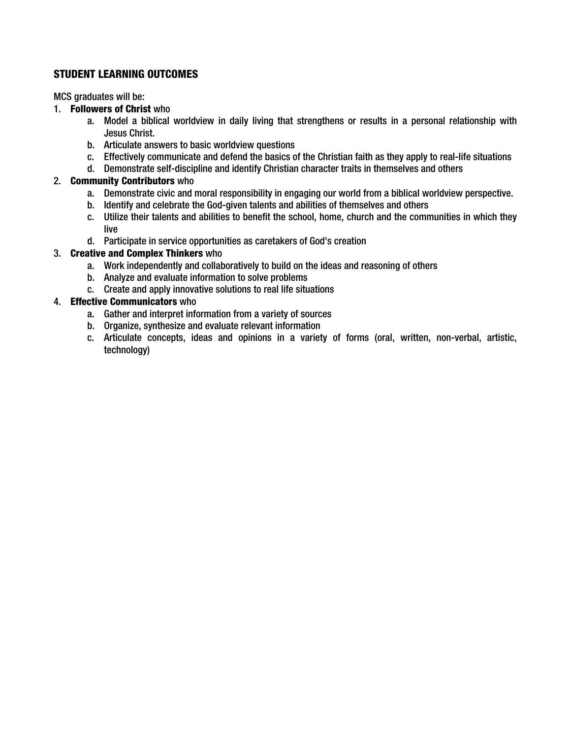## STUDENT LEARNING OUTCOMES

MCS graduates will be:

1. **Followers of Christ** who
   a. Model a biblical worldview in daily living that strengthens or results in a personal relationship with Jesus Christ.
   b. Articulate answers to basic worldview questions
   c. Effectively communicate and defend the basics of the Christian faith as they apply to real-life situations
   d. Demonstrate self-discipline and identify Christian character traits in themselves and others
2. **Community Contributors** who
   a. Demonstrate civic and moral responsibility in engaging our world from a biblical worldview perspective.
   b. Identify and celebrate the God-given talents and abilities of themselves and others
   c. Utilize their talents and abilities to benefit the school, home, church and the communities in which they live
   d. Participate in service opportunities as caretakers of God's creation
3. **Creative and Complex Thinkers** who
   a. Work independently and collaboratively to build on the ideas and reasoning of others
   b. Analyze and evaluate information to solve problems
   c. Create and apply innovative solutions to real life situations
4. **Effective Communicators** who
   a. Gather and interpret information from a variety of sources
   b. Organize, synthesize and evaluate relevant information
   c. Articulate concepts, ideas and opinions in a variety of forms (oral, written, non-verbal, artistic, technology)